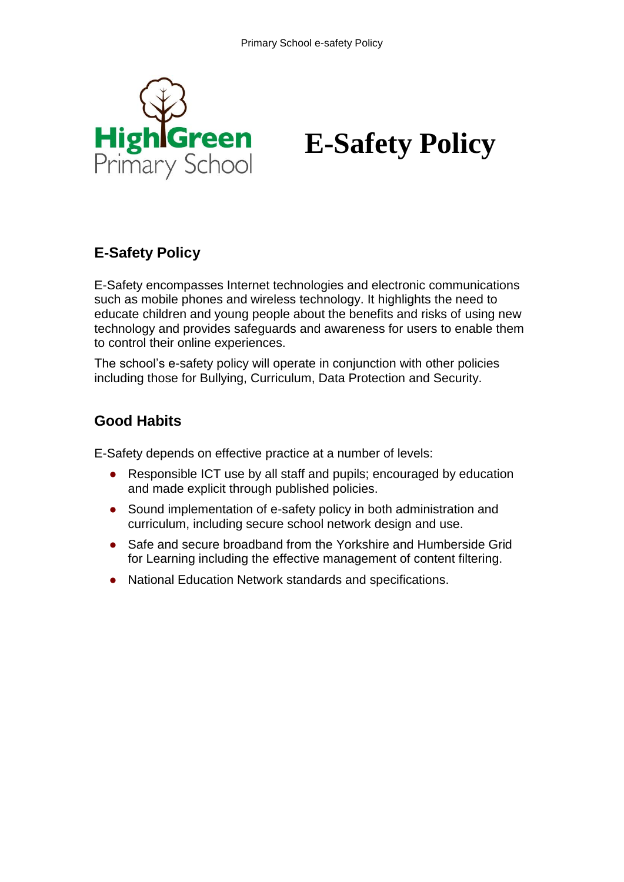High Green Primary School

# E-Safety Policy

## E-Safety Policy

E-Safety encompasses Internet technologies and electronic communications such as mobile phones and wireless technology. It highlights the need to educate children and young people about the benefits and risks of using new technology and provides safeguards and awareness for users to enable them to control their online experiences.

The school's e-safety policy will operate in conjunction with other policies including those for Bullying, Curriculum, Data Protection and Security.

## Good Habits

E-Safety depends on effective practice at a number of levels:

- Responsible ICT use by all staff and pupils; encouraged by education and made explicit through published policies.
- Sound implementation of e-safety policy in both administration and curriculum, including secure school network design and use.
- Safe and secure broadband from the Yorkshire and Humberside Grid for Learning including the effective management of content filtering.
- National Education Network standards and specifications.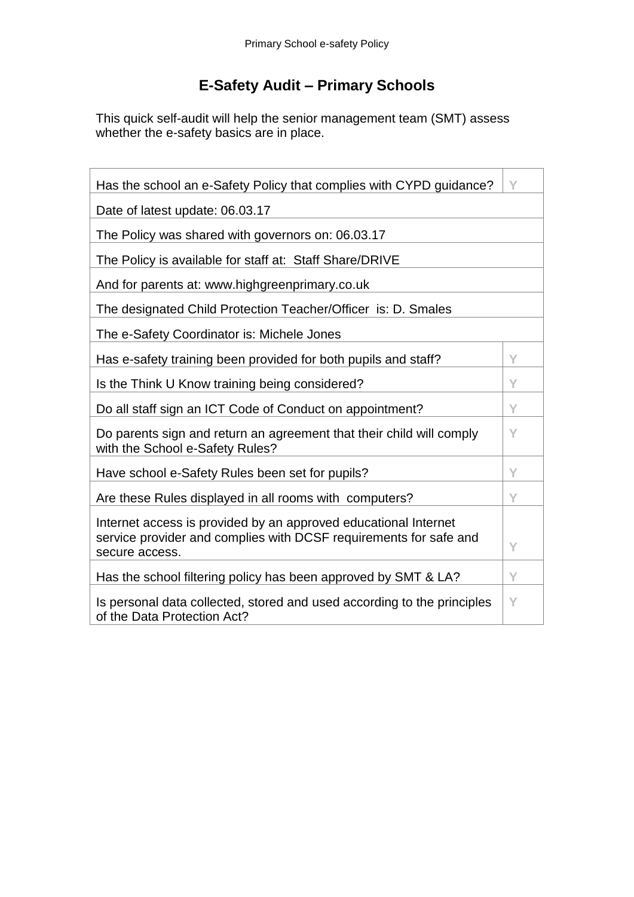# E-Safety Audit – Primary Schools

This quick self-audit will help the senior management team (SMT) assess whether the e-safety basics are in place.

| | |
|---|---|
| Has the school an e-Safety Policy that complies with CYPD guidance? | Y |
| Date of latest update: 06.03.17 | |
| The Policy was shared with governors on: 06.03.17 | |
| The Policy is available for staff at: Staff Share/DRIVE | |
| And for parents at: www.highgreenprimary.co.uk | |
| The designated Child Protection Teacher/Officer is: D. Smales | |
| The e-Safety Coordinator is: Michele Jones | |
| Has e-safety training been provided for both pupils and staff? | Y |
| Is the Think U Know training being considered? | Y |
| Do all staff sign an ICT Code of Conduct on appointment? | Y |
| Do parents sign and return an agreement that their child will comply with the School e-Safety Rules? | Y |
| Have school e-Safety Rules been set for pupils? | Y |
| Are these Rules displayed in all rooms with computers? | Y |
| Internet access is provided by an approved educational Internet service provider and complies with DCSF requirements for safe and secure access. | Y |
| Has the school filtering policy has been approved by SMT & LA? | Y |
| Is personal data collected, stored and used according to the principles of the Data Protection Act? | Y |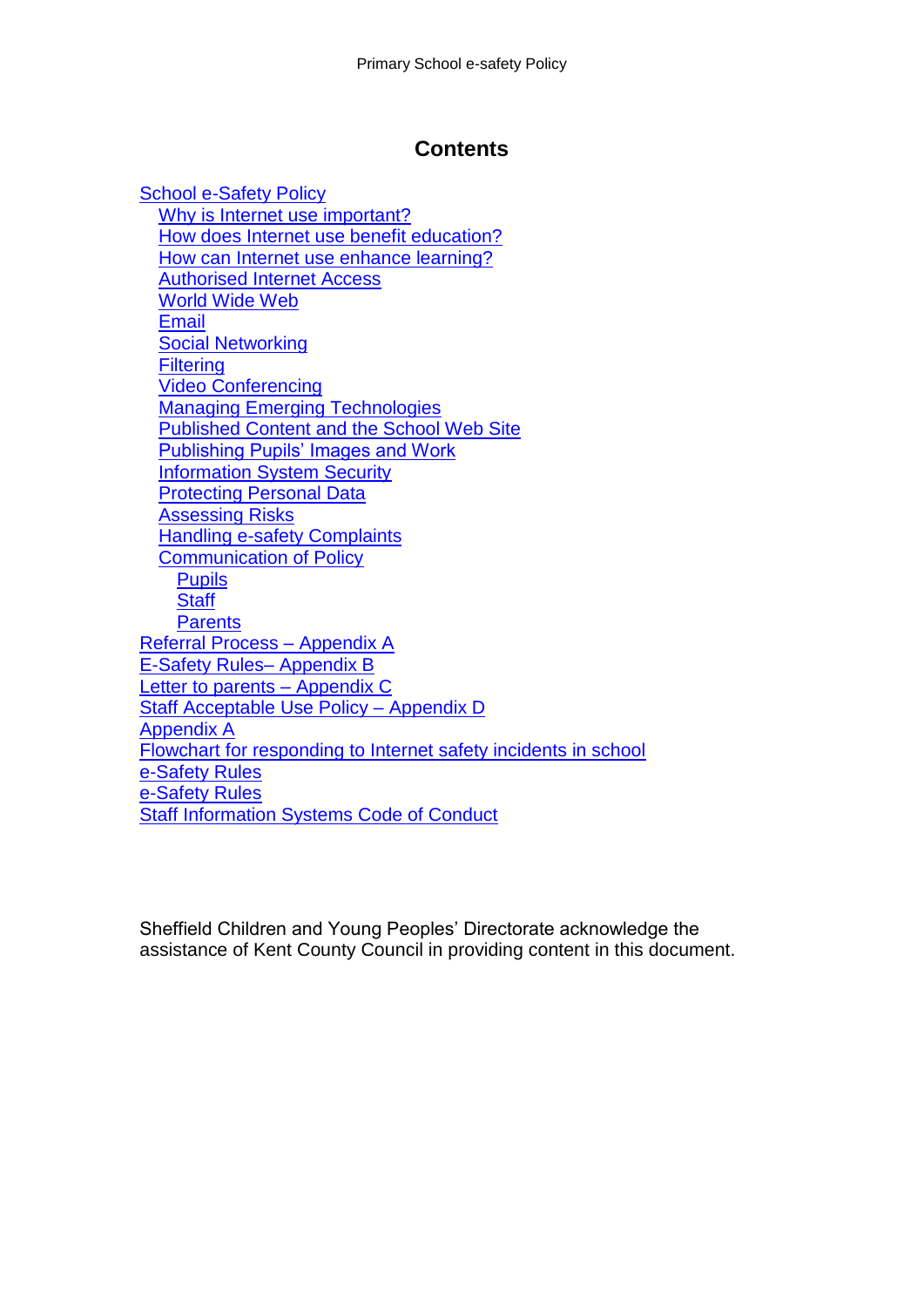## Contents

- School e-Safety Policy
  - Why is Internet use important?
  - How does Internet use benefit education?
  - How can Internet use enhance learning?
  - Authorised Internet Access
  - World Wide Web
  - Email
  - Social Networking
  - Filtering
  - Video Conferencing
  - Managing Emerging Technologies
  - Published Content and the School Web Site
  - Publishing Pupils' Images and Work
  - Information System Security
  - Protecting Personal Data
  - Assessing Risks
  - Handling e-safety Complaints
  - Communication of Policy
    - Pupils
    - Staff
    - Parents
- Referral Process – Appendix A
- E-Safety Rules– Appendix B
- Letter to parents – Appendix C
- Staff Acceptable Use Policy – Appendix D
- Appendix A
- Flowchart for responding to Internet safety incidents in school
- e-Safety Rules
- e-Safety Rules
- Staff Information Systems Code of Conduct

Sheffield Children and Young Peoples' Directorate acknowledge the assistance of Kent County Council in providing content in this document.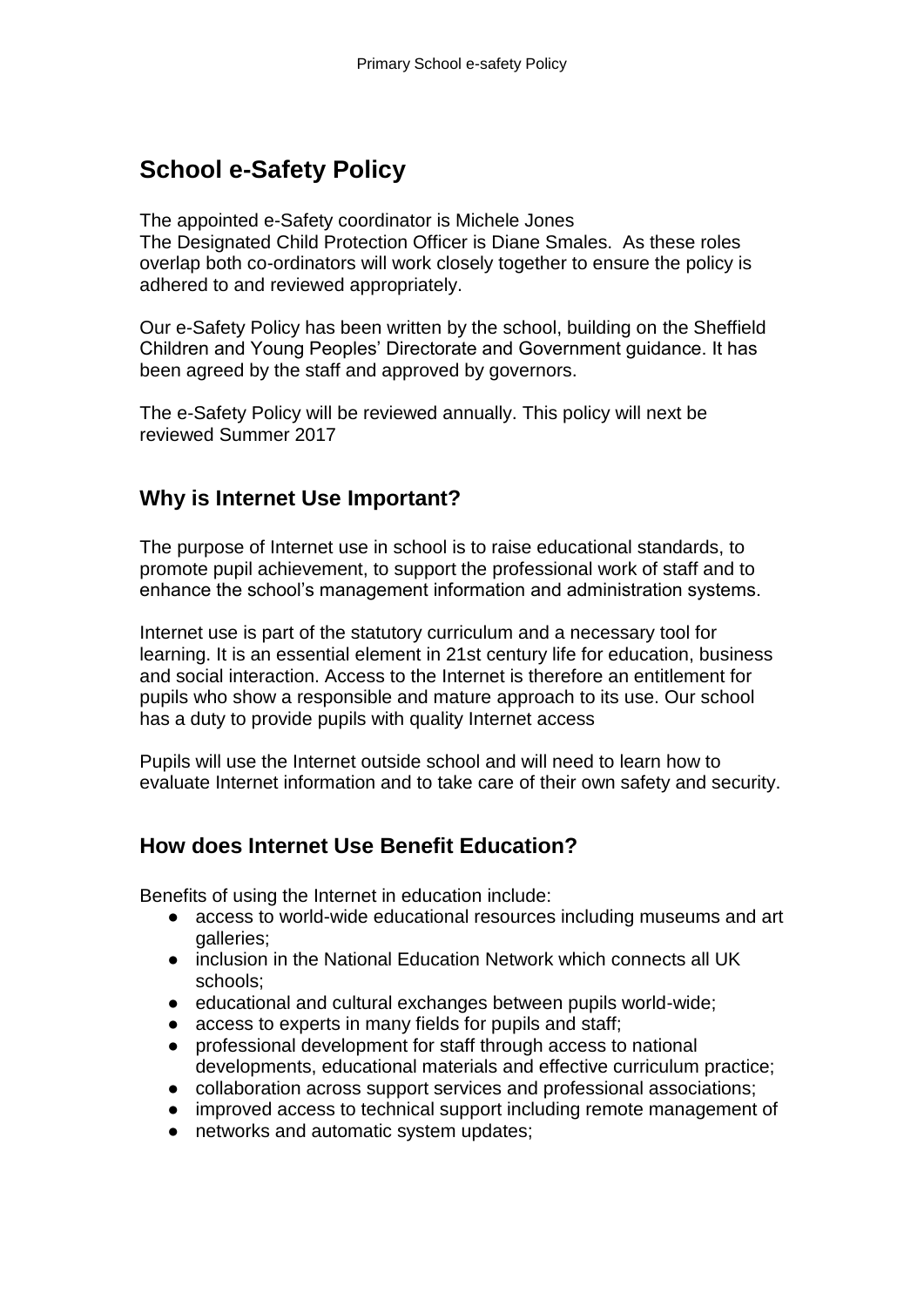# School e-Safety Policy

The appointed e-Safety coordinator is Michele Jones
The Designated Child Protection Officer is Diane Smales. As these roles overlap both co-ordinators will work closely together to ensure the policy is adhered to and reviewed appropriately.

Our e-Safety Policy has been written by the school, building on the Sheffield Children and Young Peoples' Directorate and Government guidance. It has been agreed by the staff and approved by governors.

The e-Safety Policy will be reviewed annually. This policy will next be reviewed Summer 2017

## Why is Internet Use Important?

The purpose of Internet use in school is to raise educational standards, to promote pupil achievement, to support the professional work of staff and to enhance the school's management information and administration systems.

Internet use is part of the statutory curriculum and a necessary tool for learning. It is an essential element in 21st century life for education, business and social interaction. Access to the Internet is therefore an entitlement for pupils who show a responsible and mature approach to its use. Our school has a duty to provide pupils with quality Internet access

Pupils will use the Internet outside school and will need to learn how to evaluate Internet information and to take care of their own safety and security.

## How does Internet Use Benefit Education?

Benefits of using the Internet in education include:

- access to world-wide educational resources including museums and art galleries;
- inclusion in the National Education Network which connects all UK schools;
- educational and cultural exchanges between pupils world-wide;
- access to experts in many fields for pupils and staff;
- professional development for staff through access to national developments, educational materials and effective curriculum practice;
- collaboration across support services and professional associations;
- improved access to technical support including remote management of
- networks and automatic system updates;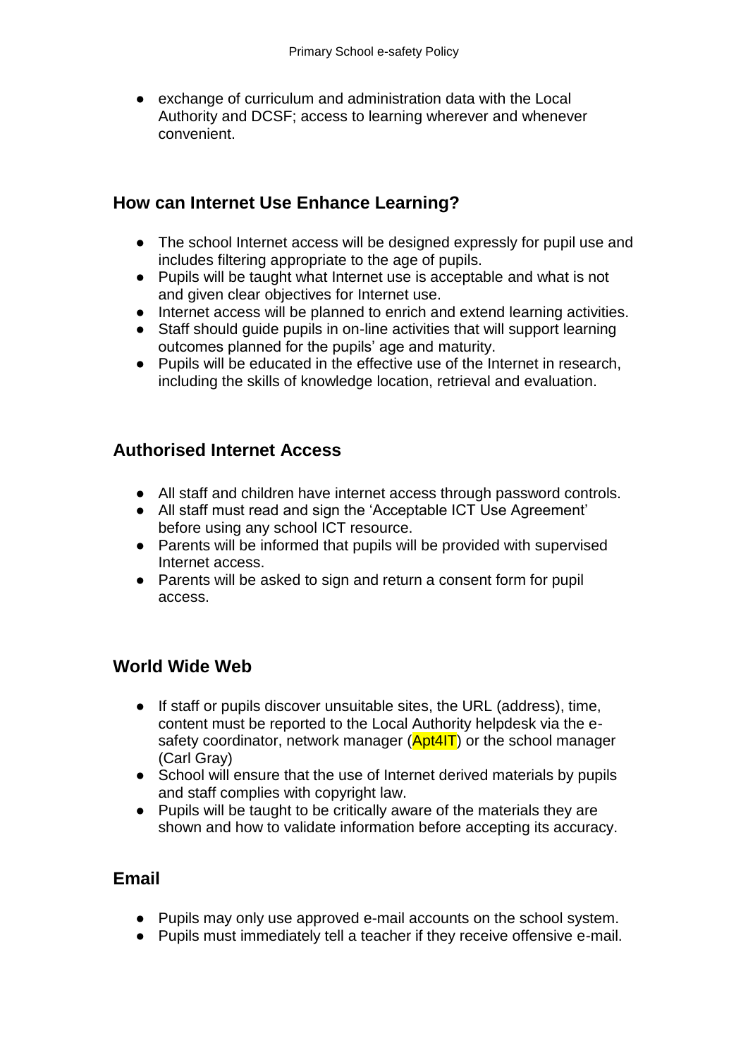- exchange of curriculum and administration data with the Local Authority and DCSF; access to learning wherever and whenever convenient.

## How can Internet Use Enhance Learning?

- The school Internet access will be designed expressly for pupil use and includes filtering appropriate to the age of pupils.
- Pupils will be taught what Internet use is acceptable and what is not and given clear objectives for Internet use.
- Internet access will be planned to enrich and extend learning activities.
- Staff should guide pupils in on-line activities that will support learning outcomes planned for the pupils' age and maturity.
- Pupils will be educated in the effective use of the Internet in research, including the skills of knowledge location, retrieval and evaluation.

## Authorised Internet Access

- All staff and children have internet access through password controls.
- All staff must read and sign the 'Acceptable ICT Use Agreement' before using any school ICT resource.
- Parents will be informed that pupils will be provided with supervised Internet access.
- Parents will be asked to sign and return a consent form for pupil access.

## World Wide Web

- If staff or pupils discover unsuitable sites, the URL (address), time, content must be reported to the Local Authority helpdesk via the e-safety coordinator, network manager (Apt4IT) or the school manager (Carl Gray)
- School will ensure that the use of Internet derived materials by pupils and staff complies with copyright law.
- Pupils will be taught to be critically aware of the materials they are shown and how to validate information before accepting its accuracy.

## Email

- Pupils may only use approved e-mail accounts on the school system.
- Pupils must immediately tell a teacher if they receive offensive e-mail.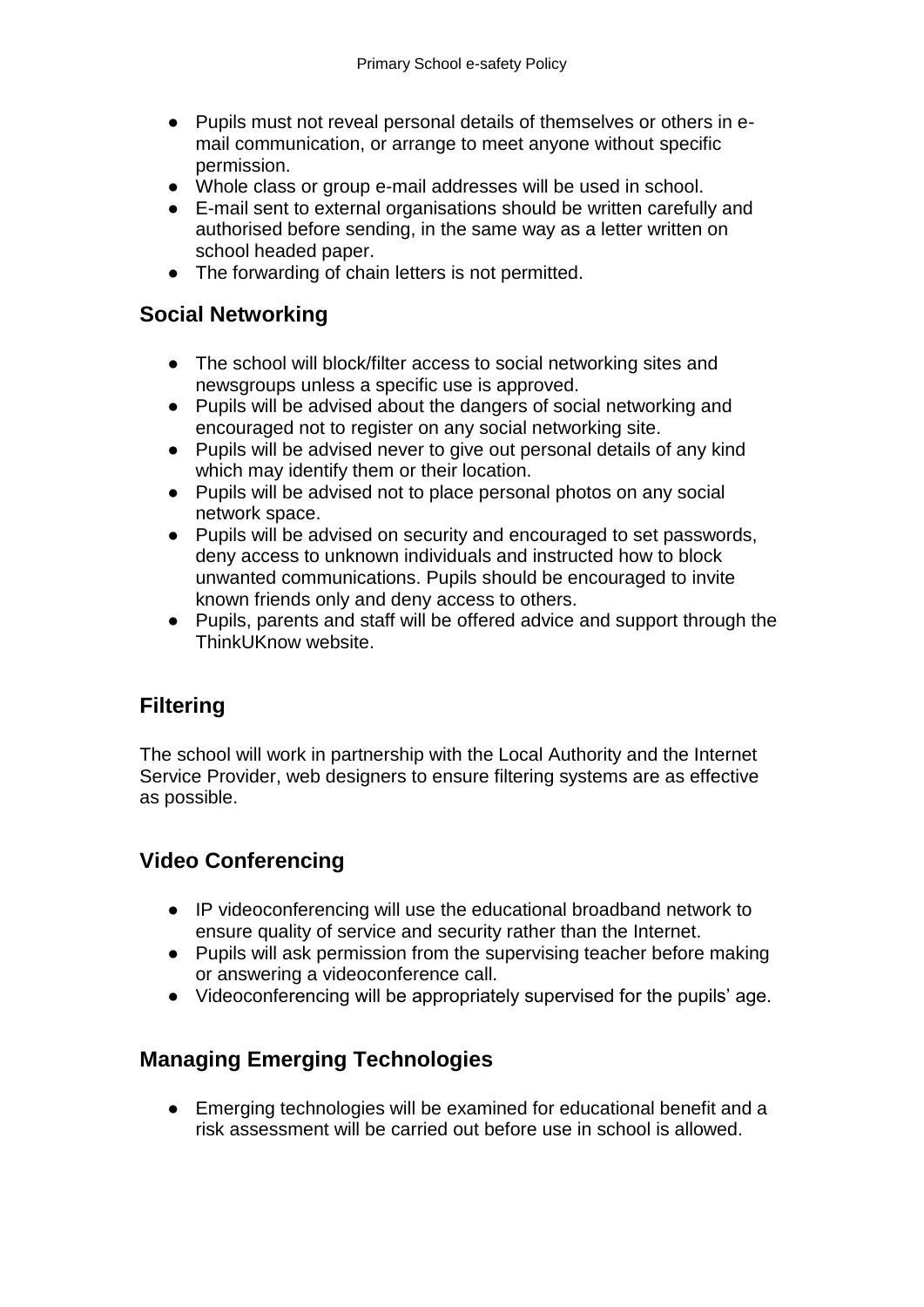- Pupils must not reveal personal details of themselves or others in e-mail communication, or arrange to meet anyone without specific permission.
- Whole class or group e-mail addresses will be used in school.
- E-mail sent to external organisations should be written carefully and authorised before sending, in the same way as a letter written on school headed paper.
- The forwarding of chain letters is not permitted.

## Social Networking

- The school will block/filter access to social networking sites and newsgroups unless a specific use is approved.
- Pupils will be advised about the dangers of social networking and encouraged not to register on any social networking site.
- Pupils will be advised never to give out personal details of any kind which may identify them or their location.
- Pupils will be advised not to place personal photos on any social network space.
- Pupils will be advised on security and encouraged to set passwords, deny access to unknown individuals and instructed how to block unwanted communications. Pupils should be encouraged to invite known friends only and deny access to others.
- Pupils, parents and staff will be offered advice and support through the ThinkUKnow website.

## Filtering

The school will work in partnership with the Local Authority and the Internet Service Provider, web designers to ensure filtering systems are as effective as possible.

## Video Conferencing

- IP videoconferencing will use the educational broadband network to ensure quality of service and security rather than the Internet.
- Pupils will ask permission from the supervising teacher before making or answering a videoconference call.
- Videoconferencing will be appropriately supervised for the pupils' age.

## Managing Emerging Technologies

- Emerging technologies will be examined for educational benefit and a risk assessment will be carried out before use in school is allowed.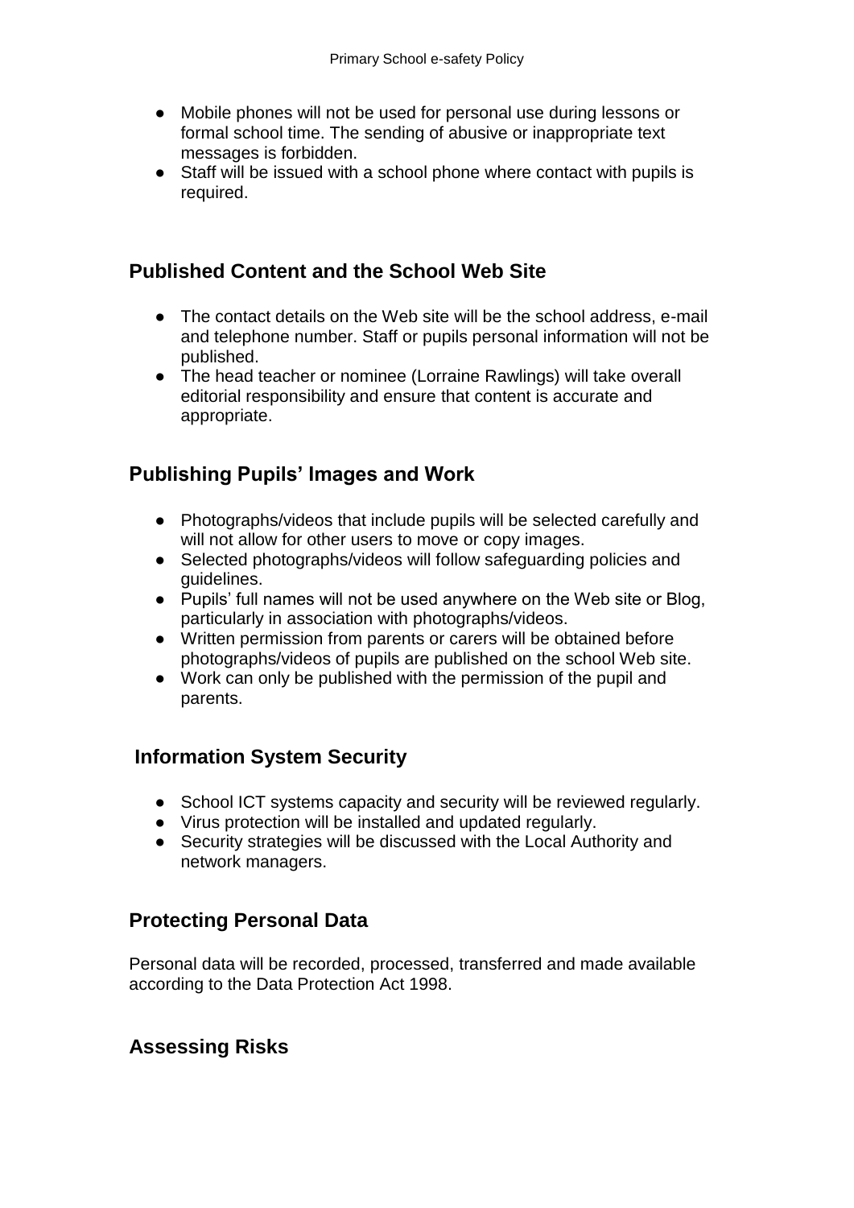- Mobile phones will not be used for personal use during lessons or formal school time. The sending of abusive or inappropriate text messages is forbidden.
- Staff will be issued with a school phone where contact with pupils is required.

## Published Content and the School Web Site

- The contact details on the Web site will be the school address, e-mail and telephone number. Staff or pupils personal information will not be published.
- The head teacher or nominee (Lorraine Rawlings) will take overall editorial responsibility and ensure that content is accurate and appropriate.

## Publishing Pupils' Images and Work

- Photographs/videos that include pupils will be selected carefully and will not allow for other users to move or copy images.
- Selected photographs/videos will follow safeguarding policies and guidelines.
- Pupils' full names will not be used anywhere on the Web site or Blog, particularly in association with photographs/videos.
- Written permission from parents or carers will be obtained before photographs/videos of pupils are published on the school Web site.
- Work can only be published with the permission of the pupil and parents.

## Information System Security

- School ICT systems capacity and security will be reviewed regularly.
- Virus protection will be installed and updated regularly.
- Security strategies will be discussed with the Local Authority and network managers.

## Protecting Personal Data

Personal data will be recorded, processed, transferred and made available according to the Data Protection Act 1998.

## Assessing Risks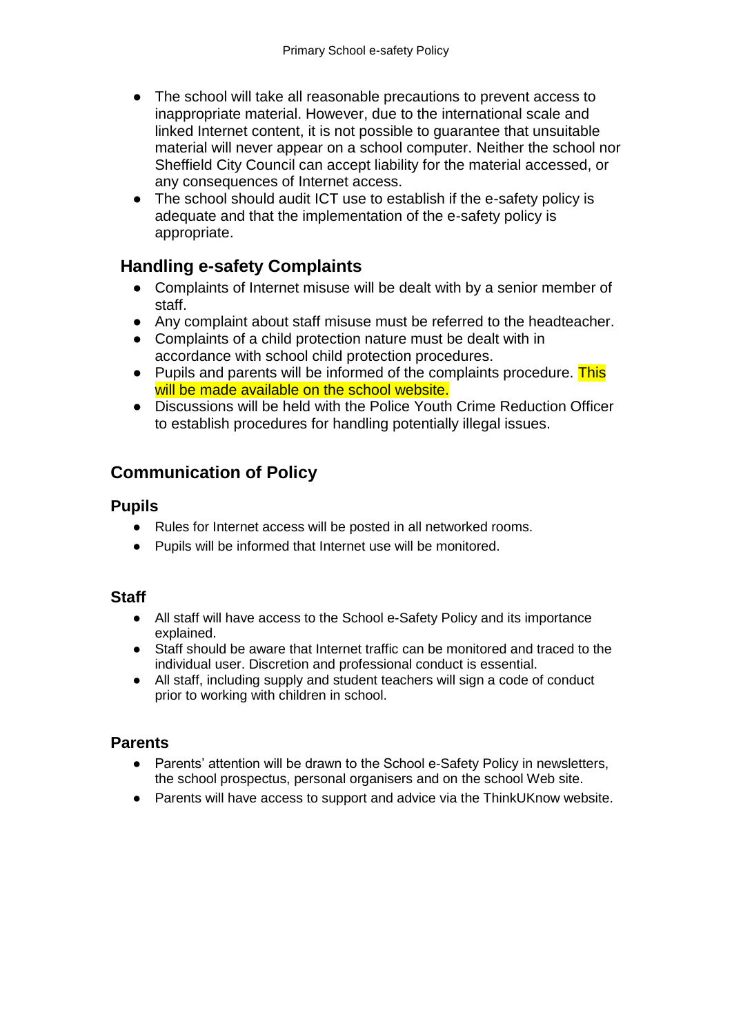- The school will take all reasonable precautions to prevent access to inappropriate material. However, due to the international scale and linked Internet content, it is not possible to guarantee that unsuitable material will never appear on a school computer. Neither the school nor Sheffield City Council can accept liability for the material accessed, or any consequences of Internet access.
- The school should audit ICT use to establish if the e-safety policy is adequate and that the implementation of the e-safety policy is appropriate.

### Handling e-safety Complaints

- Complaints of Internet misuse will be dealt with by a senior member of staff.
- Any complaint about staff misuse must be referred to the headteacher.
- Complaints of a child protection nature must be dealt with in accordance with school child protection procedures.
- Pupils and parents will be informed of the complaints procedure. This will be made available on the school website.
- Discussions will be held with the Police Youth Crime Reduction Officer to establish procedures for handling potentially illegal issues.

## Communication of Policy

### Pupils

- Rules for Internet access will be posted in all networked rooms.
- Pupils will be informed that Internet use will be monitored.

### Staff

- All staff will have access to the School e-Safety Policy and its importance explained.
- Staff should be aware that Internet traffic can be monitored and traced to the individual user. Discretion and professional conduct is essential.
- All staff, including supply and student teachers will sign a code of conduct prior to working with children in school.

### Parents

- Parents' attention will be drawn to the School e-Safety Policy in newsletters, the school prospectus, personal organisers and on the school Web site.
- Parents will have access to support and advice via the ThinkUKnow website.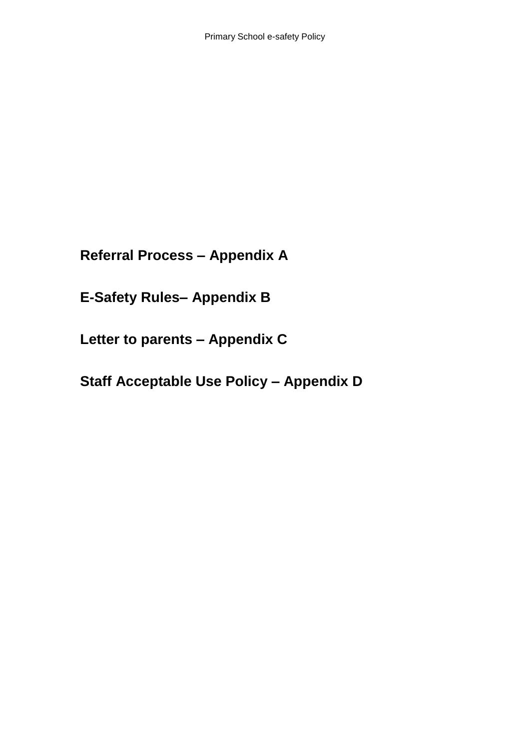**Referral Process – Appendix A**

**E-Safety Rules– Appendix B**

**Letter to parents – Appendix C**

**Staff Acceptable Use Policy – Appendix D**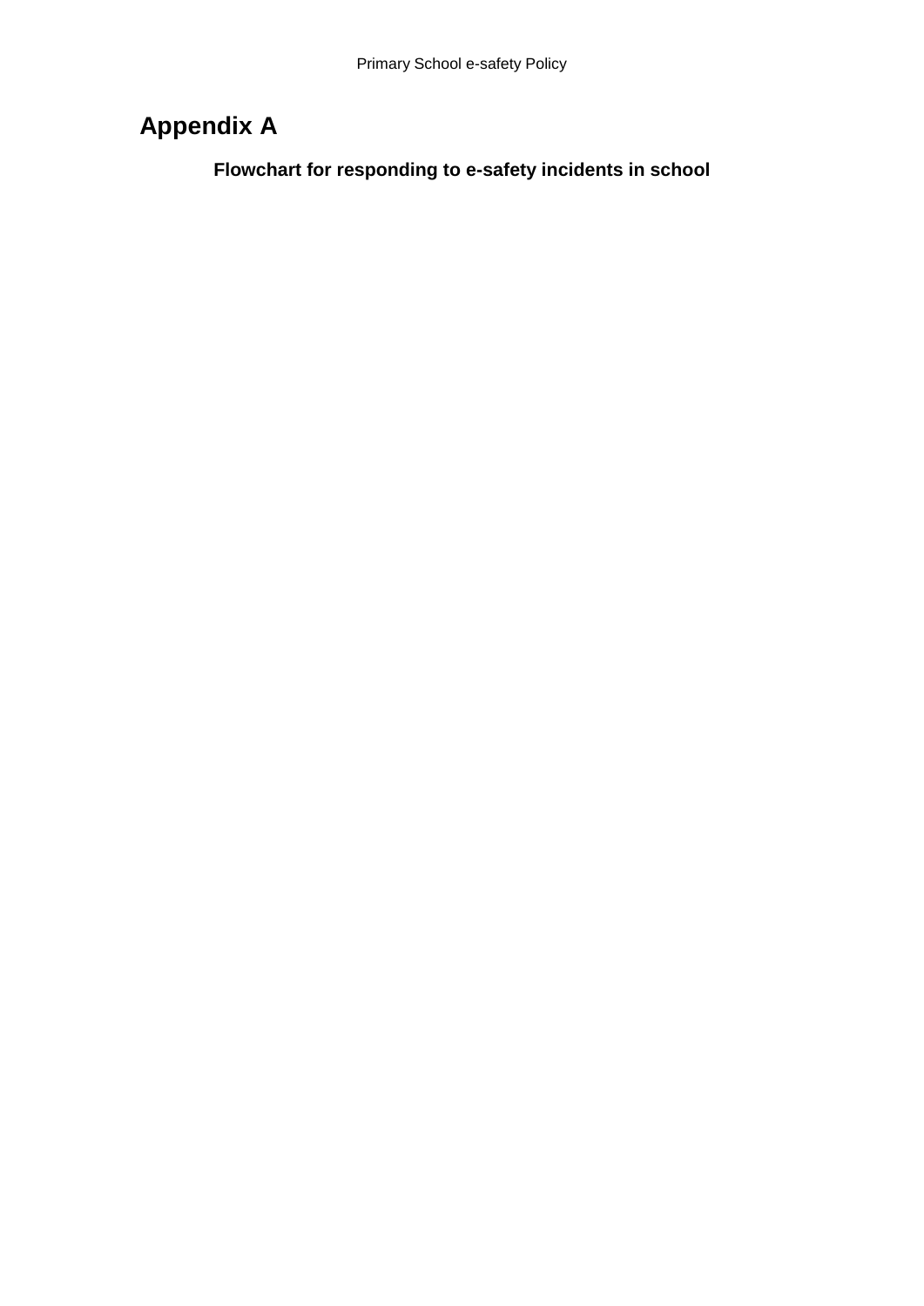## Appendix A

### Flowchart for responding to e-safety incidents in school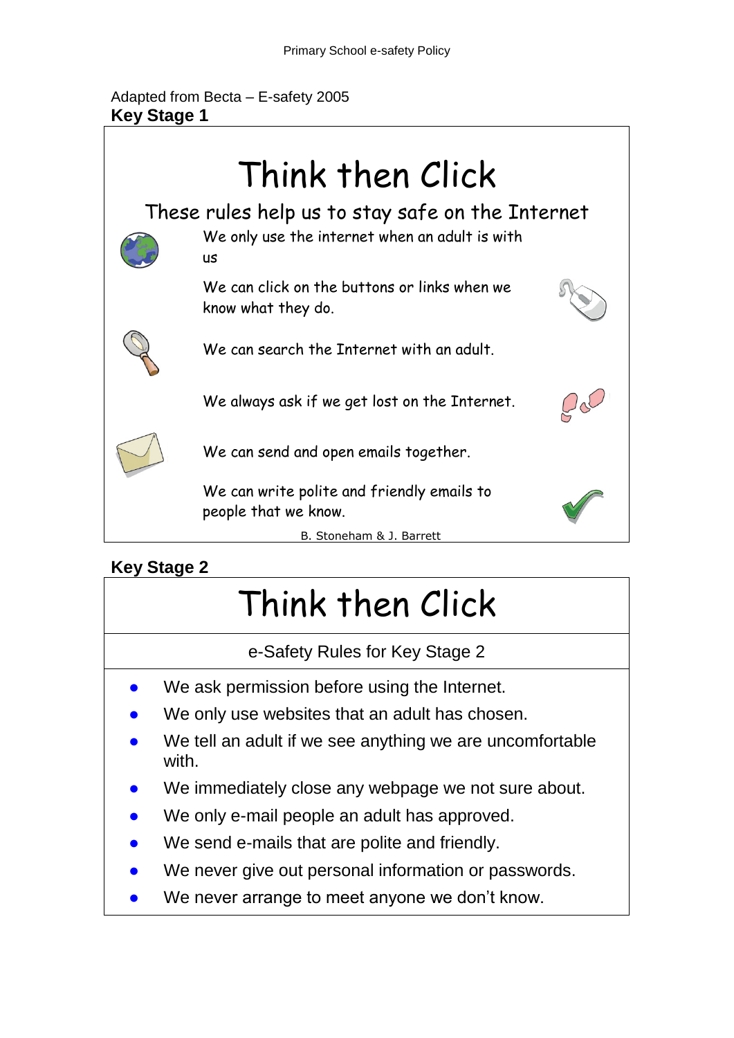Adapted from Becta – E-safety 2005

**Key Stage 1**

# Think then Click

## These rules help us to stay safe on the Internet

We only use the internet when an adult is with us

We can click on the buttons or links when we know what they do.

We can search the Internet with an adult.

We always ask if we get lost on the Internet.

We can send and open emails together.

We can write polite and friendly emails to people that we know.

B. Stoneham & J. Barrett

**Key Stage 2**

# Think then Click

e-Safety Rules for Key Stage 2

- We ask permission before using the Internet.
- We only use websites that an adult has chosen.
- We tell an adult if we see anything we are uncomfortable with.
- We immediately close any webpage we not sure about.
- We only e-mail people an adult has approved.
- We send e-mails that are polite and friendly.
- We never give out personal information or passwords.
- We never arrange to meet anyone we don't know.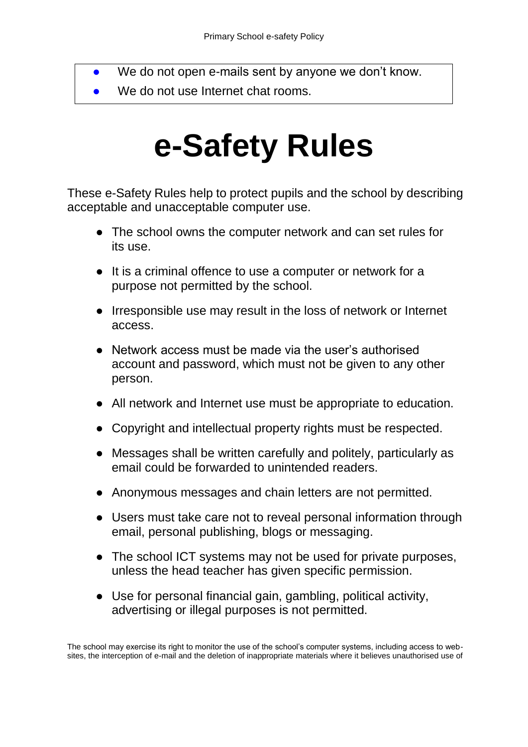- We do not open e-mails sent by anyone we don't know.
- We do not use Internet chat rooms.

# e-Safety Rules

These e-Safety Rules help to protect pupils and the school by describing acceptable and unacceptable computer use.

- The school owns the computer network and can set rules for its use.
- It is a criminal offence to use a computer or network for a purpose not permitted by the school.
- Irresponsible use may result in the loss of network or Internet access.
- Network access must be made via the user's authorised account and password, which must not be given to any other person.
- All network and Internet use must be appropriate to education.
- Copyright and intellectual property rights must be respected.
- Messages shall be written carefully and politely, particularly as email could be forwarded to unintended readers.
- Anonymous messages and chain letters are not permitted.
- Users must take care not to reveal personal information through email, personal publishing, blogs or messaging.
- The school ICT systems may not be used for private purposes, unless the head teacher has given specific permission.
- Use for personal financial gain, gambling, political activity, advertising or illegal purposes is not permitted.

The school may exercise its right to monitor the use of the school's computer systems, including access to web-sites, the interception of e-mail and the deletion of inappropriate materials where it believes unauthorised use of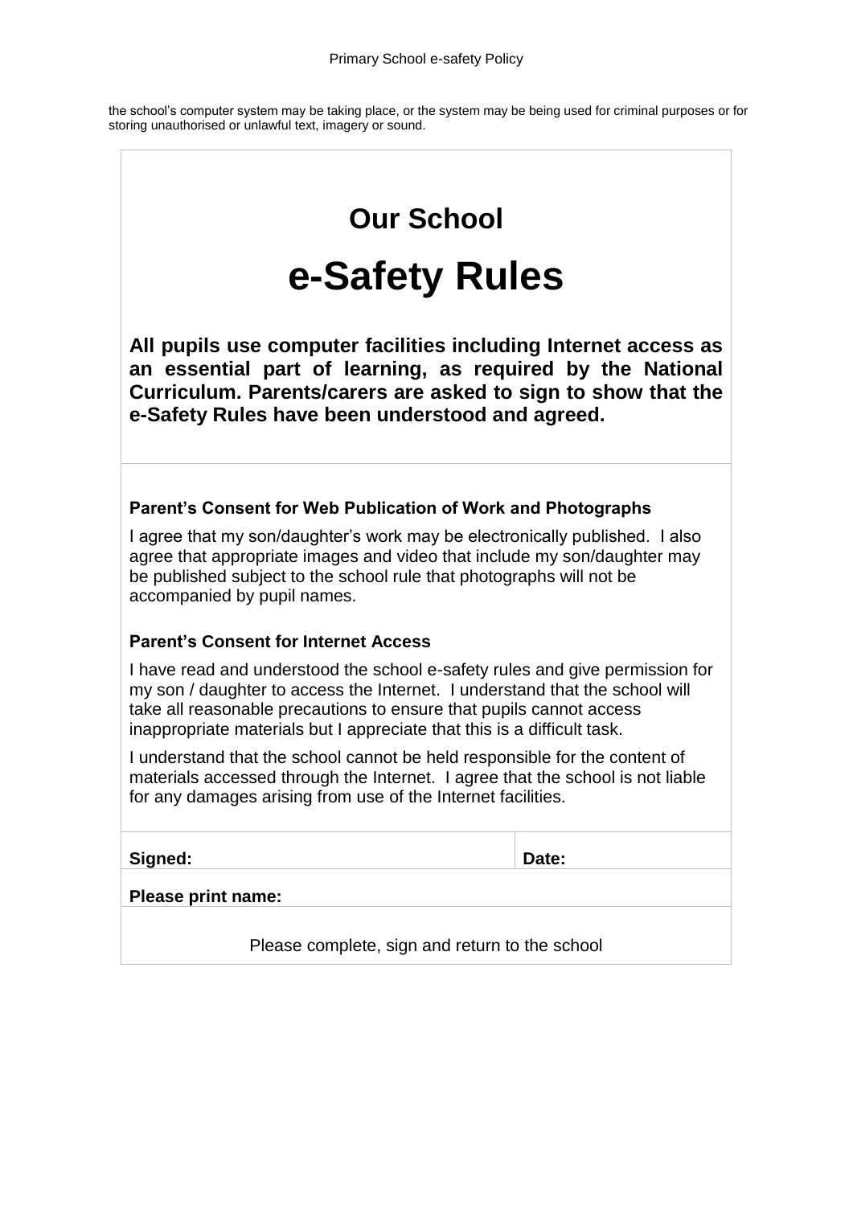the school's computer system may be taking place, or the system may be being used for criminal purposes or for storing unauthorised or unlawful text, imagery or sound.

## Our School

# e-Safety Rules

**All pupils use computer facilities including Internet access as an essential part of learning, as required by the National Curriculum. Parents/carers are asked to sign to show that the e-Safety Rules have been understood and agreed.**

### Parent's Consent for Web Publication of Work and Photographs

I agree that my son/daughter's work may be electronically published. I also agree that appropriate images and video that include my son/daughter may be published subject to the school rule that photographs will not be accompanied by pupil names.

### Parent's Consent for Internet Access

I have read and understood the school e-safety rules and give permission for my son / daughter to access the Internet. I understand that the school will take all reasonable precautions to ensure that pupils cannot access inappropriate materials but I appreciate that this is a difficult task.

I understand that the school cannot be held responsible for the content of materials accessed through the Internet. I agree that the school is not liable for any damages arising from use of the Internet facilities.

| **Signed:** | **Date:** |
|---|---|
| **Please print name:** | |

Please complete, sign and return to the school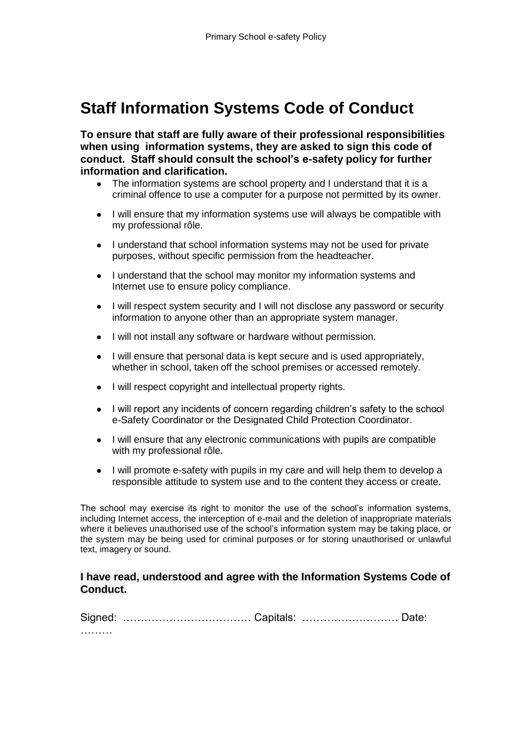# Staff Information Systems Code of Conduct

**To ensure that staff are fully aware of their professional responsibilities when using information systems, they are asked to sign this code of conduct. Staff should consult the school's e-safety policy for further information and clarification.**

- The information systems are school property and I understand that it is a criminal offence to use a computer for a purpose not permitted by its owner.
- I will ensure that my information systems use will always be compatible with my professional rôle.
- I understand that school information systems may not be used for private purposes, without specific permission from the headteacher.
- I understand that the school may monitor my information systems and Internet use to ensure policy compliance.
- I will respect system security and I will not disclose any password or security information to anyone other than an appropriate system manager.
- I will not install any software or hardware without permission.
- I will ensure that personal data is kept secure and is used appropriately, whether in school, taken off the school premises or accessed remotely.
- I will respect copyright and intellectual property rights.
- I will report any incidents of concern regarding children's safety to the school e-Safety Coordinator or the Designated Child Protection Coordinator.
- I will ensure that any electronic communications with pupils are compatible with my professional rôle.
- I will promote e-safety with pupils in my care and will help them to develop a responsible attitude to system use and to the content they access or create.

The school may exercise its right to monitor the use of the school's information systems, including Internet access, the interception of e-mail and the deletion of inappropriate materials where it believes unauthorised use of the school's information system may be taking place, or the system may be being used for criminal purposes or for storing unauthorised or unlawful text, imagery or sound.

**I have read, understood and agree with the Information Systems Code of Conduct.**

Signed: ……………………………… Capitals: ……………………… Date: ………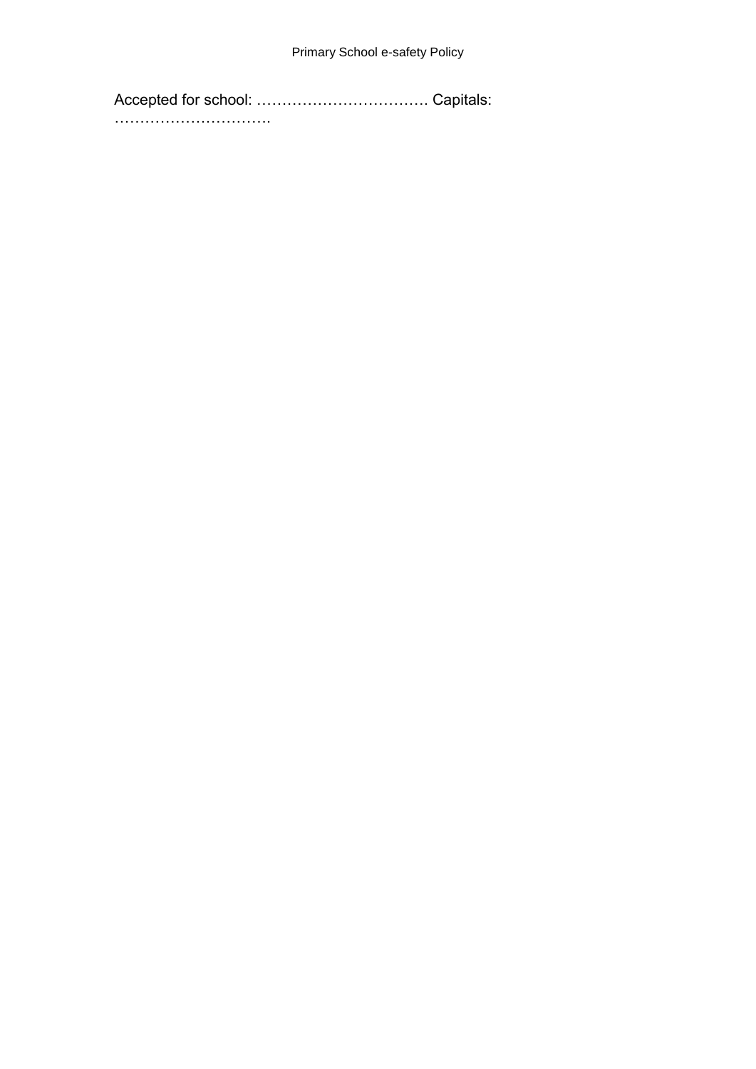Accepted for school: …………………………… Capitals: ………………………….